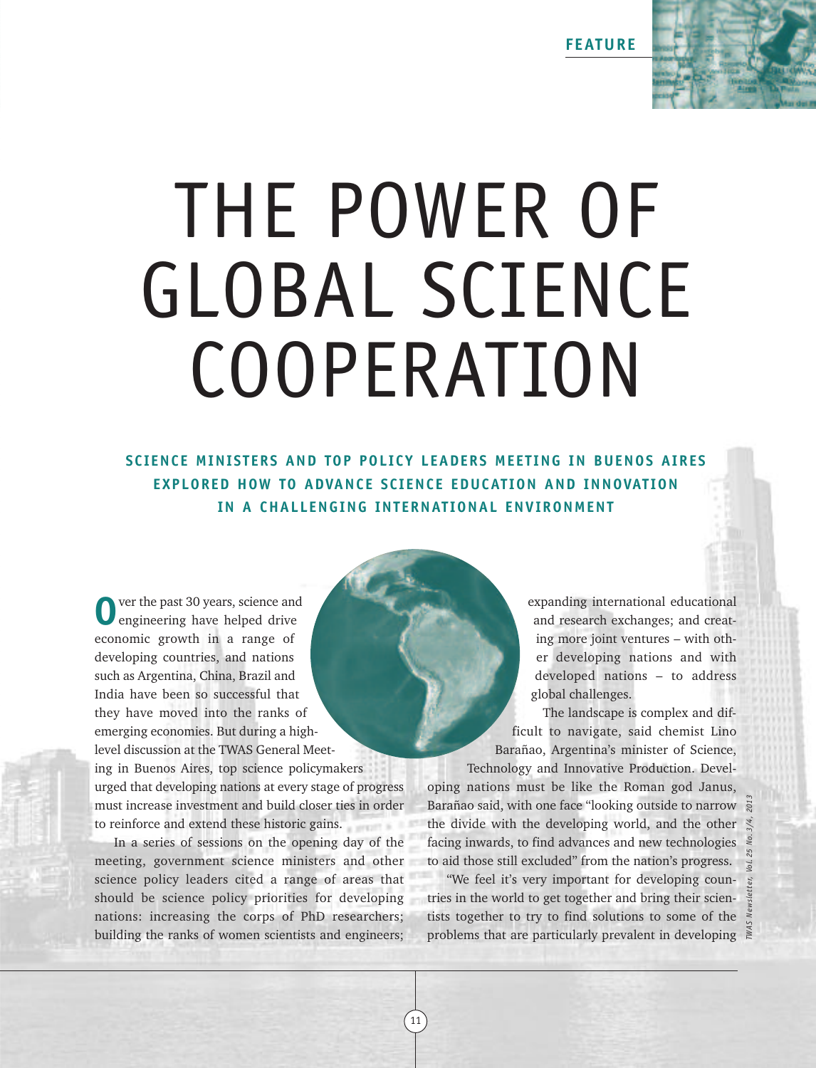FEATURE

# THE POWER OF GLOBAL SCIENCE COOPERATION

**SCIENCE MINISTERS AND TOP POLICY LEADERS MEETING IN BUENOS AIRES EXPLORED HOW TO ADVANCE SCIENCE EDUCATION AND INNOVATION IN A CHALLENGING INTERNATIONAL ENVIRONMENT**

Over the past 30 years, science and engineering have helped drive economic growth in a range of developing countries, and nations such as Argentina, China, Brazil and India have been so successful that they have moved into the ranks of emerging economies. But during a high-level discussion at the TWAS General Meeting in Buenos Aires, top science policymakers urged that developing nations at every stage of progress must increase investment and build closer ties in order to reinforce and extend these historic gains.

In a series of sessions on the opening day of the meeting, government science ministers and other science policy leaders cited a range of areas that should be science policy priorities for developing nations: increasing the corps of PhD researchers; building the ranks of women scientists and engineers; expanding international educational and research exchanges; and creating more joint ventures – with other developing nations and with developed nations – to address global challenges.

The landscape is complex and difficult to navigate, said chemist Lino Barañao, Argentina's minister of Science, Technology and Innovative Production. Developing nations must be like the Roman god Janus, Barañao said, with one face "looking outside to narrow the divide with the developing world, and the other facing inwards, to find advances and new technologies to aid those still excluded" from the nation's progress.

"We feel it's very important for developing countries in the world to get together and bring their scientists together to try to find solutions to some of the problems that are particularly prevalent in developing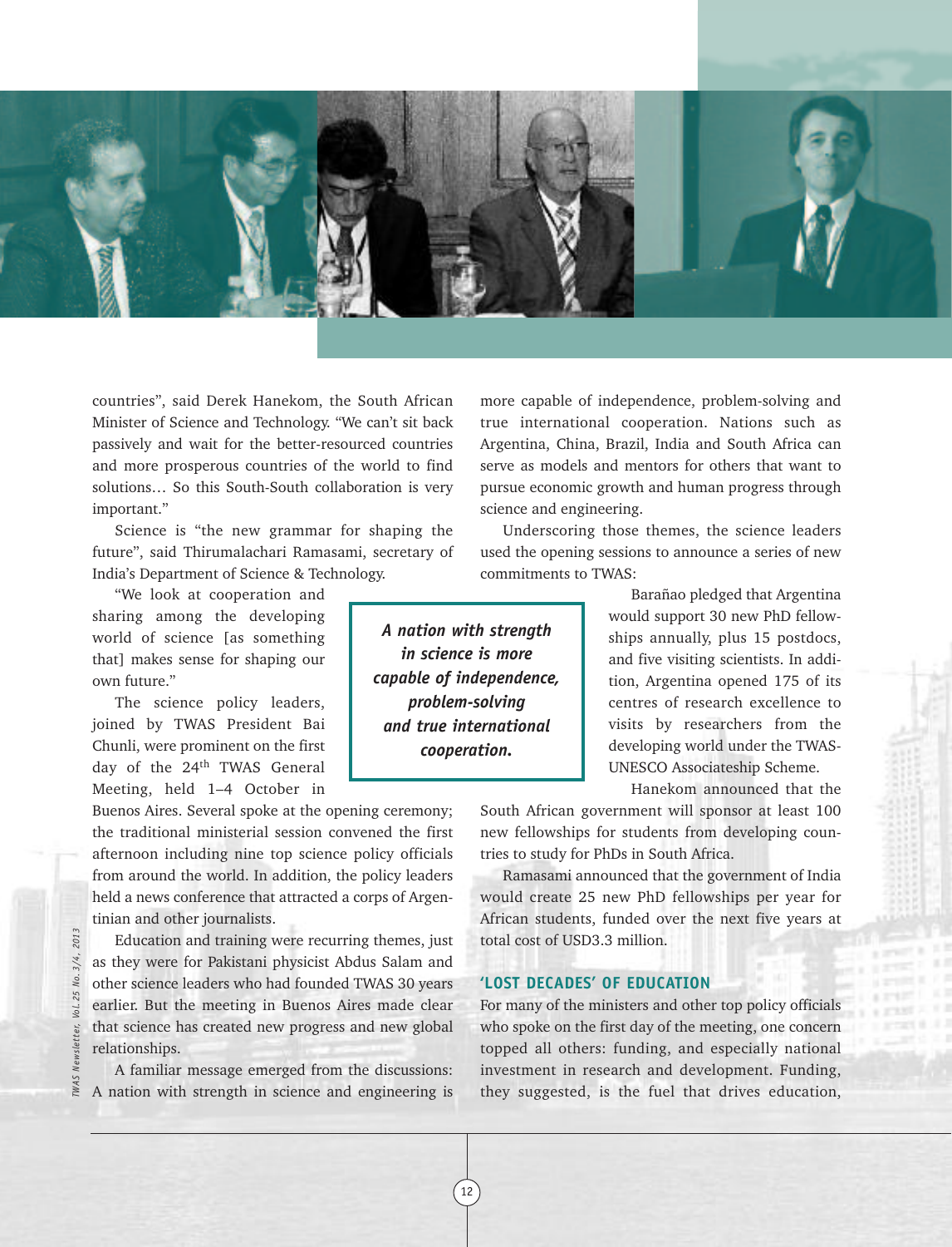countries", said Derek Hanekom, the South African Minister of Science and Technology. "We can't sit back passively and wait for the better-resourced countries and more prosperous countries of the world to find solutions… So this South-South collaboration is very important."

Science is "the new grammar for shaping the future", said Thirumalachari Ramasami, secretary of India's Department of Science & Technology.

"We look at cooperation and sharing among the developing world of science [as something that] makes sense for shaping our own future."

The science policy leaders, joined by TWAS President Bai Chunli, were prominent on the first day of the 24th TWAS General Meeting, held 1–4 October in Buenos Aires. Several spoke at the opening ceremony; the traditional ministerial session convened the first afternoon including nine top science policy officials from around the world. In addition, the policy leaders held a news conference that attracted a corps of Argentinian and other journalists.

Education and training were recurring themes, just as they were for Pakistani physicist Abdus Salam and other science leaders who had founded TWAS 30 years earlier. But the meeting in Buenos Aires made clear that science has created new progress and new global relationships.

A familiar message emerged from the discussions: A nation with strength in science and engineering is more capable of independence, problem-solving and true international cooperation. Nations such as Argentina, China, Brazil, India and South Africa can serve as models and mentors for others that want to pursue economic growth and human progress through science and engineering.

> ***A nation with strength in science is more capable of independence, problem-solving and true international cooperation.***

Underscoring those themes, the science leaders used the opening sessions to announce a series of new commitments to TWAS:

Barañao pledged that Argentina would support 30 new PhD fellowships annually, plus 15 postdocs, and five visiting scientists. In addition, Argentina opened 175 of its centres of research excellence to visits by researchers from the developing world under the TWAS-UNESCO Associateship Scheme.

Hanekom announced that the South African government will sponsor at least 100 new fellowships for students from developing countries to study for PhDs in South Africa.

Ramasami announced that the government of India would create 25 new PhD fellowships per year for African students, funded over the next five years at total cost of USD3.3 million.

## 'LOST DECADES' OF EDUCATION

For many of the ministers and other top policy officials who spoke on the first day of the meeting, one concern topped all others: funding, and especially national investment in research and development. Funding, they suggested, is the fuel that drives education,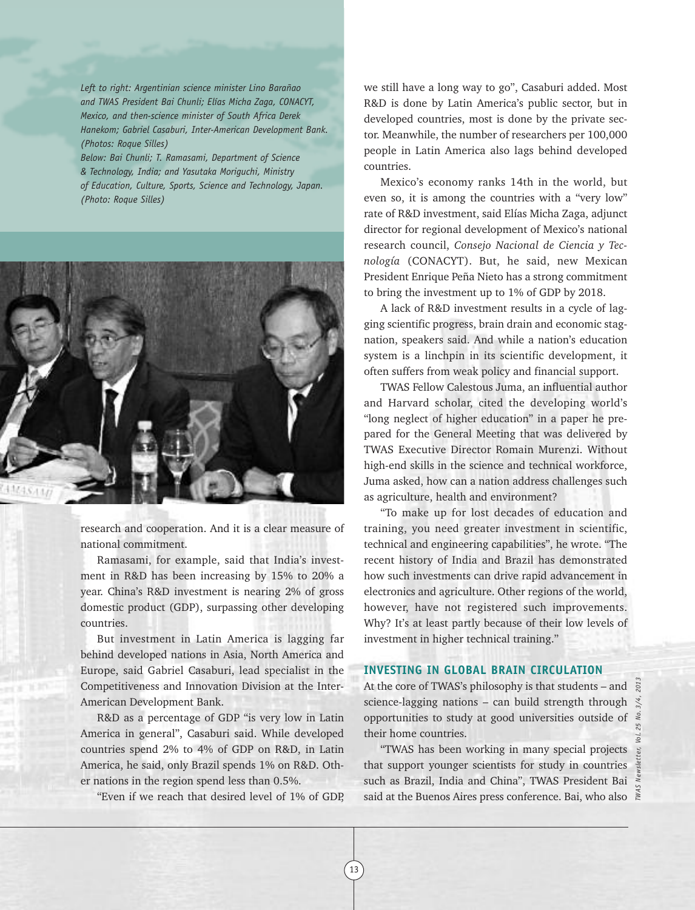*Left to right: Argentinian science minister Lino Barañao and TWAS President Bai Chunli; Elías Micha Zaga, CONACYT, Mexico, and then-science minister of South Africa Derek Hanekom; Gabriel Casaburi, Inter-American Development Bank. (Photos: Roque Silles)*

*Below: Bai Chunli; T. Ramasami, Department of Science & Technology, India; and Yasutaka Moriguchi, Ministry of Education, Culture, Sports, Science and Technology, Japan. (Photo: Roque Silles)*

research and cooperation. And it is a clear measure of national commitment.

Ramasami, for example, said that India's investment in R&D has been increasing by 15% to 20% a year. China's R&D investment is nearing 2% of gross domestic product (GDP), surpassing other developing countries.

But investment in Latin America is lagging far behind developed nations in Asia, North America and Europe, said Gabriel Casaburi, lead specialist in the Competitiveness and Innovation Division at the Inter-American Development Bank.

R&D as a percentage of GDP "is very low in Latin America in general", Casaburi said. While developed countries spend 2% to 4% of GDP on R&D, in Latin America, he said, only Brazil spends 1% on R&D. Other nations in the region spend less than 0.5%.

"Even if we reach that desired level of 1% of GDP, we still have a long way to go", Casaburi added. Most R&D is done by Latin America's public sector, but in developed countries, most is done by the private sector. Meanwhile, the number of researchers per 100,000 people in Latin America also lags behind developed countries.

Mexico's economy ranks 14th in the world, but even so, it is among the countries with a "very low" rate of R&D investment, said Elías Micha Zaga, adjunct director for regional development of Mexico's national research council, *Consejo Nacional de Ciencia y Tecnología* (CONACYT). But, he said, new Mexican President Enrique Peña Nieto has a strong commitment to bring the investment up to 1% of GDP by 2018.

A lack of R&D investment results in a cycle of lagging scientific progress, brain drain and economic stagnation, speakers said. And while a nation's education system is a linchpin in its scientific development, it often suffers from weak policy and financial support.

TWAS Fellow Calestous Juma, an influential author and Harvard scholar, cited the developing world's "long neglect of higher education" in a paper he prepared for the General Meeting that was delivered by TWAS Executive Director Romain Murenzi. Without high-end skills in the science and technical workforce, Juma asked, how can a nation address challenges such as agriculture, health and environment?

"To make up for lost decades of education and training, you need greater investment in scientific, technical and engineering capabilities", he wrote. "The recent history of India and Brazil has demonstrated how such investments can drive rapid advancement in electronics and agriculture. Other regions of the world, however, have not registered such improvements. Why? It's at least partly because of their low levels of investment in higher technical training."

## INVESTING IN GLOBAL BRAIN CIRCULATION

At the core of TWAS's philosophy is that students – and science-lagging nations – can build strength through opportunities to study at good universities outside of their home countries.

"TWAS has been working in many special projects that support younger scientists for study in countries such as Brazil, India and China", TWAS President Bai said at the Buenos Aires press conference. Bai, who also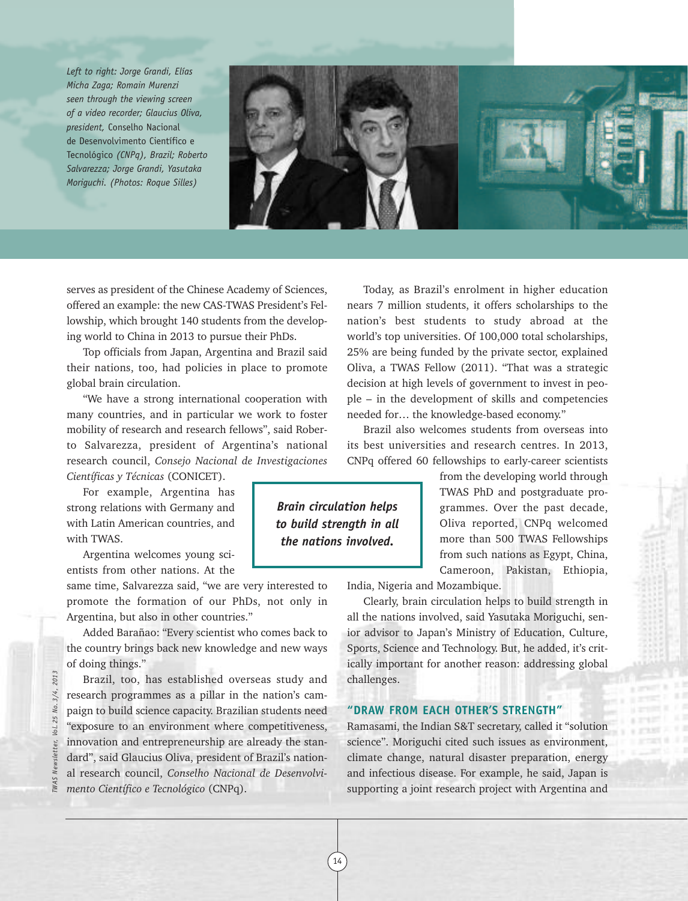*Left to right: Jorge Grandi, Elías Micha Zaga; Romain Murenzi seen through the viewing screen of a video recorder; Glaucius Oliva, president,* Conselho Nacional de Desenvolvimento Científico e Tecnológico *(CNPq), Brazil; Roberto Salvarezza; Jorge Grandi, Yasutaka Moriguchi. (Photos: Roque Silles)*

serves as president of the Chinese Academy of Sciences, offered an example: the new CAS-TWAS President's Fellowship, which brought 140 students from the developing world to China in 2013 to pursue their PhDs.

Top officials from Japan, Argentina and Brazil said their nations, too, had policies in place to promote global brain circulation.

"We have a strong international cooperation with many countries, and in particular we work to foster mobility of research and research fellows", said Roberto Salvarezza, president of Argentina's national research council, *Consejo Nacional de Investigaciones Científicas y Técnicas* (CONICET).

For example, Argentina has strong relations with Germany and with Latin American countries, and with TWAS.

Argentina welcomes young scientists from other nations. At the same time, Salvarezza said, "we are very interested to promote the formation of our PhDs, not only in Argentina, but also in other countries."

Added Barañao: "Every scientist who comes back to the country brings back new knowledge and new ways of doing things."

Brazil, too, has established overseas study and research programmes as a pillar in the nation's campaign to build science capacity. Brazilian students need "exposure to an environment where competitiveness, innovation and entrepreneurship are already the standard", said Glaucius Oliva, president of Brazil's national research council, *Conselho Nacional de Desenvolvimento Científico e Tecnológico* (CNPq).

**Brain circulation helps to build strength in all the nations involved.**

Today, as Brazil's enrolment in higher education nears 7 million students, it offers scholarships to the nation's best students to study abroad at the world's top universities. Of 100,000 total scholarships, 25% are being funded by the private sector, explained Oliva, a TWAS Fellow (2011). "That was a strategic decision at high levels of government to invest in people – in the development of skills and competencies needed for… the knowledge-based economy."

Brazil also welcomes students from overseas into its best universities and research centres. In 2013, CNPq offered 60 fellowships to early-career scientists from the developing world through TWAS PhD and postgraduate programmes. Over the past decade, Oliva reported, CNPq welcomed more than 500 TWAS Fellowships from such nations as Egypt, China, Cameroon, Pakistan, Ethiopia, India, Nigeria and Mozambique.

Clearly, brain circulation helps to build strength in all the nations involved, said Yasutaka Moriguchi, senior advisor to Japan's Ministry of Education, Culture, Sports, Science and Technology. But, he added, it's critically important for another reason: addressing global challenges.

## "DRAW FROM EACH OTHER'S STRENGTH"

Ramasami, the Indian S&T secretary, called it "solution science". Moriguchi cited such issues as environment, climate change, natural disaster preparation, energy and infectious disease. For example, he said, Japan is supporting a joint research project with Argentina and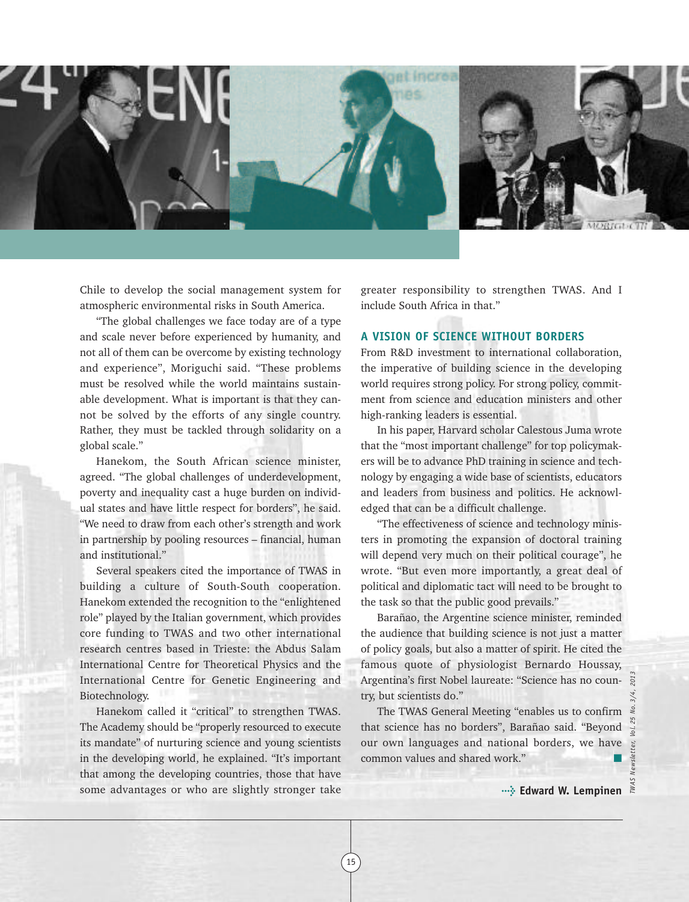Chile to develop the social management system for atmospheric environmental risks in South America.

"The global challenges we face today are of a type and scale never before experienced by humanity, and not all of them can be overcome by existing technology and experience", Moriguchi said. "These problems must be resolved while the world maintains sustainable development. What is important is that they cannot be solved by the efforts of any single country. Rather, they must be tackled through solidarity on a global scale."

Hanekom, the South African science minister, agreed. "The global challenges of underdevelopment, poverty and inequality cast a huge burden on individual states and have little respect for borders", he said. "We need to draw from each other's strength and work in partnership by pooling resources – financial, human and institutional."

Several speakers cited the importance of TWAS in building a culture of South-South cooperation. Hanekom extended the recognition to the "enlightened role" played by the Italian government, which provides core funding to TWAS and two other international research centres based in Trieste: the Abdus Salam International Centre for Theoretical Physics and the International Centre for Genetic Engineering and Biotechnology.

Hanekom called it "critical" to strengthen TWAS. The Academy should be "properly resourced to execute its mandate" of nurturing science and young scientists in the developing world, he explained. "It's important that among the developing countries, those that have some advantages or who are slightly stronger take greater responsibility to strengthen TWAS. And I include South Africa in that."

## A VISION OF SCIENCE WITHOUT BORDERS

From R&D investment to international collaboration, the imperative of building science in the developing world requires strong policy. For strong policy, commitment from science and education ministers and other high-ranking leaders is essential.

In his paper, Harvard scholar Calestous Juma wrote that the "most important challenge" for top policymakers will be to advance PhD training in science and technology by engaging a wide base of scientists, educators and leaders from business and politics. He acknowledged that can be a difficult challenge.

"The effectiveness of science and technology ministers in promoting the expansion of doctoral training will depend very much on their political courage", he wrote. "But even more importantly, a great deal of political and diplomatic tact will need to be brought to the task so that the public good prevails."

Barañao, the Argentine science minister, reminded the audience that building science is not just a matter of policy goals, but also a matter of spirit. He cited the famous quote of physiologist Bernardo Houssay, Argentina's first Nobel laureate: "Science has no country, but scientists do."

The TWAS General Meeting "enables us to confirm that science has no borders", Barañao said. "Beyond our own languages and national borders, we have common values and shared work." ■

**Edward W. Lempinen**